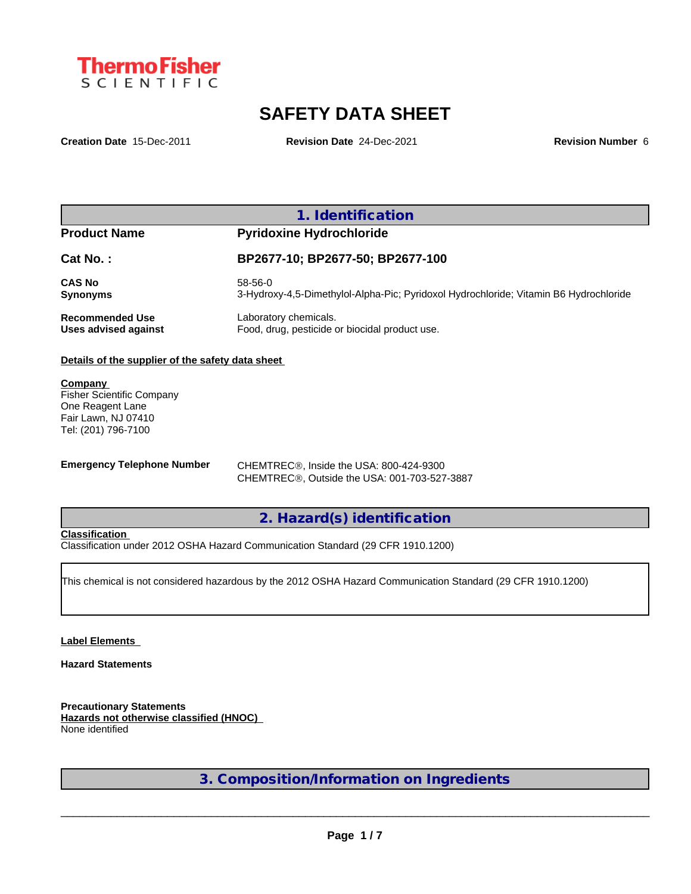ThermoFisher SCIENTIFIC

# SAFETY DATA SHEET

**Creation Date** 15-Dec-2011 **Revision Date** 24-Dec-2021 **Revision Number** 6

## 1. Identification

| | |
|---|---|
| **Product Name** | **Pyridoxine Hydrochloride** |
| **Cat No. :** | **BP2677-10; BP2677-50; BP2677-100** |
| **CAS No** | 58-56-0 |
| **Synonyms** | 3-Hydroxy-4,5-Dimethylol-Alpha-Pic; Pyridoxol Hydrochloride; Vitamin B6 Hydrochloride |
| **Recommended Use** | Laboratory chemicals. |
| **Uses advised against** | Food, drug, pesticide or biocidal product use. |

**Details of the supplier of the safety data sheet**

**Company**
Fisher Scientific Company
One Reagent Lane
Fair Lawn, NJ 07410
Tel: (201) 796-7100

**Emergency Telephone Number**
CHEMTREC®, Inside the USA: 800-424-9300
CHEMTREC®, Outside the USA: 001-703-527-3887

## 2. Hazard(s) identification

**Classification**
Classification under 2012 OSHA Hazard Communication Standard (29 CFR 1910.1200)

This chemical is not considered hazardous by the 2012 OSHA Hazard Communication Standard (29 CFR 1910.1200)

**Label Elements**

**Hazard Statements**

**Precautionary Statements**

**Hazards not otherwise classified (HNOC)**
None identified

## 3. Composition/Information on Ingredients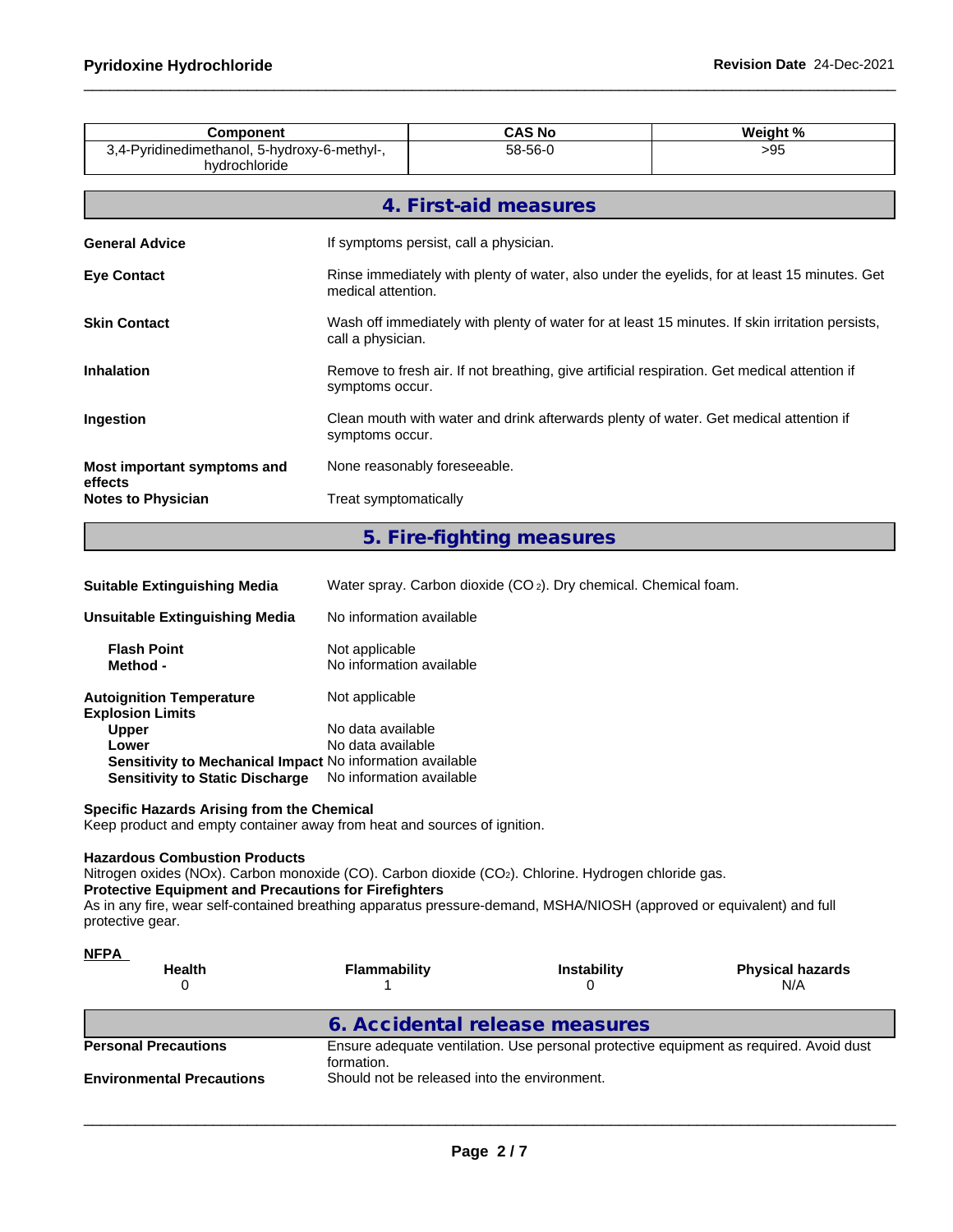| Component | CAS No | Weight % |
|---|---|---|
| 3,4-Pyridinedimethanol, 5-hydroxy-6-methyl-, hydrochloride | 58-56-0 | >95 |

## 4. First-aid measures

**General Advice** If symptoms persist, call a physician.

**Eye Contact** Rinse immediately with plenty of water, also under the eyelids, for at least 15 minutes. Get medical attention.

**Skin Contact** Wash off immediately with plenty of water for at least 15 minutes. If skin irritation persists, call a physician.

**Inhalation** Remove to fresh air. If not breathing, give artificial respiration. Get medical attention if symptoms occur.

**Ingestion** Clean mouth with water and drink afterwards plenty of water. Get medical attention if symptoms occur.

**Most important symptoms and effects** None reasonably foreseeable.

**Notes to Physician** Treat symptomatically

## 5. Fire-fighting measures

**Suitable Extinguishing Media** Water spray. Carbon dioxide ($CO_2$). Dry chemical. Chemical foam.

**Unsuitable Extinguishing Media** No information available

**Flash Point** Not applicable
**Method -** No information available

**Autoignition Temperature** Not applicable
**Explosion Limits**
**Upper** No data available
**Lower** No data available
**Sensitivity to Mechanical Impact** No information available
**Sensitivity to Static Discharge** No information available

**Specific Hazards Arising from the Chemical**
Keep product and empty container away from heat and sources of ignition.

**Hazardous Combustion Products**
Nitrogen oxides (NOx). Carbon monoxide (CO). Carbon dioxide ($CO_2$). Chlorine. Hydrogen chloride gas.
**Protective Equipment and Precautions for Firefighters**
As in any fire, wear self-contained breathing apparatus pressure-demand, MSHA/NIOSH (approved or equivalent) and full protective gear.

**NFPA**

| Health | Flammability | Instability | Physical hazards |
|---|---|---|---|
| 0 | 1 | 0 | N/A |

## 6. Accidental release measures

**Personal Precautions** Ensure adequate ventilation. Use personal protective equipment as required. Avoid dust formation.

**Environmental Precautions** Should not be released into the environment.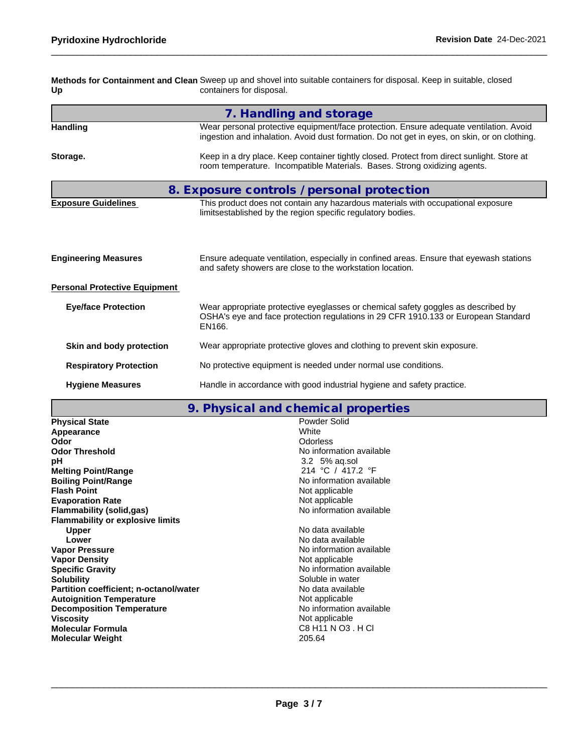| | |
|---|---|
| **Methods for Containment and Clean Up** | Sweep up and shovel into suitable containers for disposal. Keep in suitable, closed containers for disposal. |

## 7. Handling and storage

| | |
|---|---|
| **Handling** | Wear personal protective equipment/face protection. Ensure adequate ventilation. Avoid ingestion and inhalation. Avoid dust formation. Do not get in eyes, on skin, or on clothing. |
| **Storage.** | Keep in a dry place. Keep container tightly closed. Protect from direct sunlight. Store at room temperature. Incompatible Materials. Bases. Strong oxidizing agents. |

## 8. Exposure controls / personal protection

| | |
|---|---|
| **Exposure Guidelines** | This product does not contain any hazardous materials with occupational exposure limitsestablished by the region specific regulatory bodies. |
| **Engineering Measures** | Ensure adequate ventilation, especially in confined areas. Ensure that eyewash stations and safety showers are close to the workstation location. |

**Personal Protective Equipment**

| | |
|---|---|
| **Eye/face Protection** | Wear appropriate protective eyeglasses or chemical safety goggles as described by OSHA's eye and face protection regulations in 29 CFR 1910.133 or European Standard EN166. |
| **Skin and body protection** | Wear appropriate protective gloves and clothing to prevent skin exposure. |
| **Respiratory Protection** | No protective equipment is needed under normal use conditions. |
| **Hygiene Measures** | Handle in accordance with good industrial hygiene and safety practice. |

## 9. Physical and chemical properties

| | |
|---|---|
| **Physical State** | Powder Solid |
| **Appearance** | White |
| **Odor** | Odorless |
| **Odor Threshold** | No information available |
| **pH** | 3.2 5% aq.sol |
| **Melting Point/Range** | 214 °C / 417.2 °F |
| **Boiling Point/Range** | No information available |
| **Flash Point** | Not applicable |
| **Evaporation Rate** | Not applicable |
| **Flammability (solid,gas)** | No information available |
| **Flammability or explosive limits** | |
| **Upper** | No data available |
| **Lower** | No data available |
| **Vapor Pressure** | No information available |
| **Vapor Density** | Not applicable |
| **Specific Gravity** | No information available |
| **Solubility** | Soluble in water |
| **Partition coefficient; n-octanol/water** | No data available |
| **Autoignition Temperature** | Not applicable |
| **Decomposition Temperature** | No information available |
| **Viscosity** | Not applicable |
| **Molecular Formula** | C8 H11 N O3 . H Cl |
| **Molecular Weight** | 205.64 |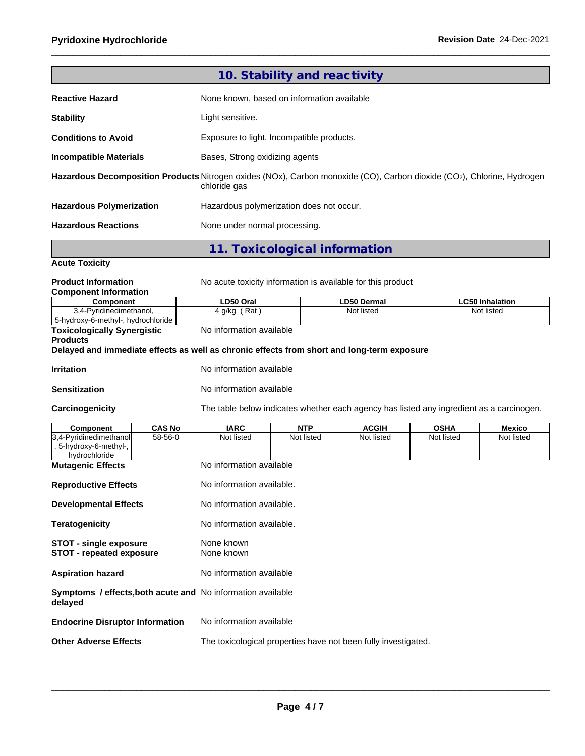## 10. Stability and reactivity

**Reactive Hazard** None known, based on information available

**Stability** Light sensitive.

**Conditions to Avoid** Exposure to light. Incompatible products.

**Incompatible Materials** Bases, Strong oxidizing agents

**Hazardous Decomposition Products** Nitrogen oxides (NOx), Carbon monoxide (CO), Carbon dioxide ($CO_2$), Chlorine, Hydrogen chloride gas

**Hazardous Polymerization** Hazardous polymerization does not occur.

**Hazardous Reactions** None under normal processing.

## 11. Toxicological information

**Acute Toxicity**

**Product Information** No acute toxicity information is available for this product

**Component Information**

| Component | LD50 Oral | LD50 Dermal | LC50 Inhalation |
|---|---|---|---|
| 3,4-Pyridinedimethanol, 5-hydroxy-6-methyl-, hydrochloride | 4 g/kg ( Rat ) | Not listed | Not listed |

**Toxicologically Synergistic Products** No information available

**Delayed and immediate effects as well as chronic effects from short and long-term exposure**

**Irritation** No information available

**Sensitization** No information available

**Carcinogenicity** The table below indicates whether each agency has listed any ingredient as a carcinogen.

| Component | CAS No | IARC | NTP | ACGIH | OSHA | Mexico |
|---|---|---|---|---|---|---|
| 3,4-Pyridinedimethanol, 5-hydroxy-6-methyl-, hydrochloride | 58-56-0 | Not listed | Not listed | Not listed | Not listed | Not listed |

**Mutagenic Effects** No information available

**Reproductive Effects** No information available.

**Developmental Effects** No information available.

**Teratogenicity** No information available.

**STOT - single exposure** None known
**STOT - repeated exposure** None known

**Aspiration hazard** No information available

**Symptoms / effects,both acute and delayed** No information available

**Endocrine Disruptor Information** No information available

**Other Adverse Effects** The toxicological properties have not been fully investigated.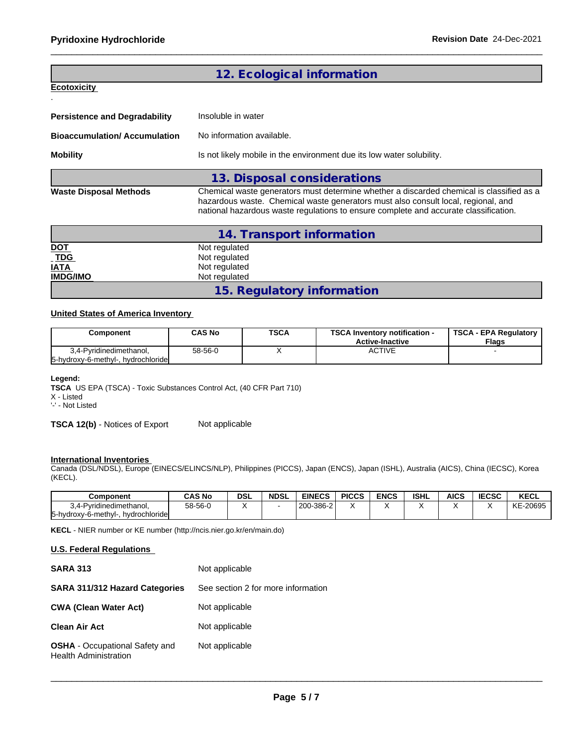## 12. Ecological information

**Ecotoxicity**

.

**Persistence and Degradability** Insoluble in water

**Bioaccumulation/ Accumulation** No information available.

**Mobility** Is not likely mobile in the environment due its low water solubility.

## 13. Disposal considerations

**Waste Disposal Methods** Chemical waste generators must determine whether a discarded chemical is classified as a hazardous waste. Chemical waste generators must also consult local, regional, and national hazardous waste regulations to ensure complete and accurate classification.

## 14. Transport information

**DOT** Not regulated
**TDG** Not regulated
**IATA** Not regulated
**IMDG/IMO** Not regulated

## 15. Regulatory information

**United States of America Inventory**

| Component | CAS No | TSCA | TSCA Inventory notification - Active-Inactive | TSCA - EPA Regulatory Flags |
|---|---|---|---|---|
| 3,4-Pyridinedimethanol, 5-hydroxy-6-methyl-, hydrochloride | 58-56-0 | X | ACTIVE | - |

**Legend:**
**TSCA** US EPA (TSCA) - Toxic Substances Control Act, (40 CFR Part 710)
X - Listed
'-' - Not Listed

**TSCA 12(b)** - Notices of Export Not applicable

**International Inventories**
Canada (DSL/NDSL), Europe (EINECS/ELINCS/NLP), Philippines (PICCS), Japan (ENCS), Japan (ISHL), Australia (AICS), China (IECSC), Korea (KECL).

| Component | CAS No | DSL | NDSL | EINECS | PICCS | ENCS | ISHL | AICS | IECSC | KECL |
|---|---|---|---|---|---|---|---|---|---|---|
| 3,4-Pyridinedimethanol, 5-hydroxy-6-methyl-, hydrochloride | 58-56-0 | X | - | 200-386-2 | X | X | X | X | X | KE-20695 |

**KECL** - NIER number or KE number (http://ncis.nier.go.kr/en/main.do)

**U.S. Federal Regulations**

**SARA 313** Not applicable

**SARA 311/312 Hazard Categories** See section 2 for more information

**CWA (Clean Water Act)** Not applicable

**Clean Air Act** Not applicable

**OSHA** - Occupational Safety and Health Administration Not applicable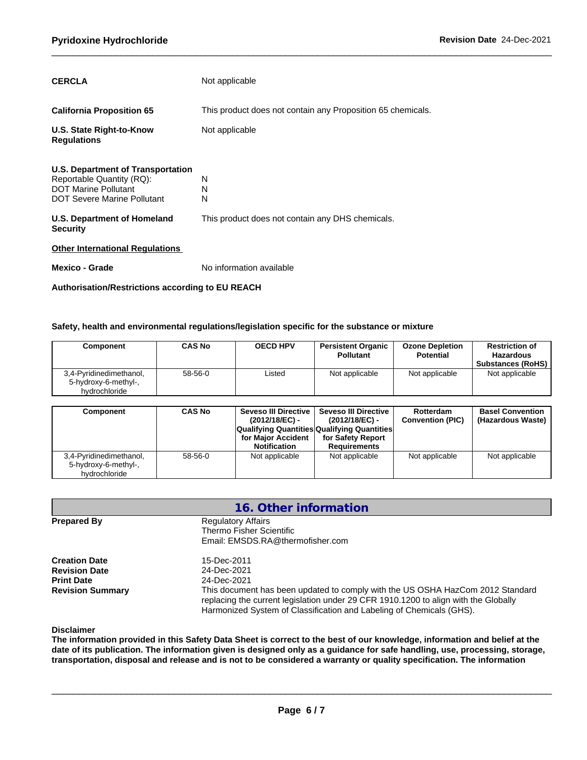**CERCLA** Not applicable

**California Proposition 65** This product does not contain any Proposition 65 chemicals.

**U.S. State Right-to-Know Regulations** Not applicable

**U.S. Department of Transportation**

Reportable Quantity (RQ): N
DOT Marine Pollutant N
DOT Severe Marine Pollutant N

**U.S. Department of Homeland Security** This product does not contain any DHS chemicals.

**Other International Regulations**

**Mexico - Grade** No information available

**Authorisation/Restrictions according to EU REACH**

**Safety, health and environmental regulations/legislation specific for the substance or mixture**

| Component | CAS No | OECD HPV | Persistent Organic Pollutant | Ozone Depletion Potential | Restriction of Hazardous Substances (RoHS) |
|---|---|---|---|---|---|
| 3,4-Pyridinedimethanol, 5-hydroxy-6-methyl-, hydrochloride | 58-56-0 | Listed | Not applicable | Not applicable | Not applicable |

| Component | CAS No | Seveso III Directive (2012/18/EC) - Qualifying Quantities for Major Accident Notification | Seveso III Directive (2012/18/EC) - Qualifying Quantities for Safety Report Requirements | Rotterdam Convention (PIC) | Basel Convention (Hazardous Waste) |
|---|---|---|---|---|---|
| 3,4-Pyridinedimethanol, 5-hydroxy-6-methyl-, hydrochloride | 58-56-0 | Not applicable | Not applicable | Not applicable | Not applicable |

## 16. Other information

**Prepared By** Regulatory Affairs
Thermo Fisher Scientific
Email: EMSDS.RA@thermofisher.com

**Creation Date** 15-Dec-2011
**Revision Date** 24-Dec-2021
**Print Date** 24-Dec-2021
**Revision Summary** This document has been updated to comply with the US OSHA HazCom 2012 Standard replacing the current legislation under 29 CFR 1910.1200 to align with the Globally Harmonized System of Classification and Labeling of Chemicals (GHS).

**Disclaimer**
**The information provided in this Safety Data Sheet is correct to the best of our knowledge, information and belief at the date of its publication. The information given is designed only as a guidance for safe handling, use, processing, storage, transportation, disposal and release and is not to be considered a warranty or quality specification. The information**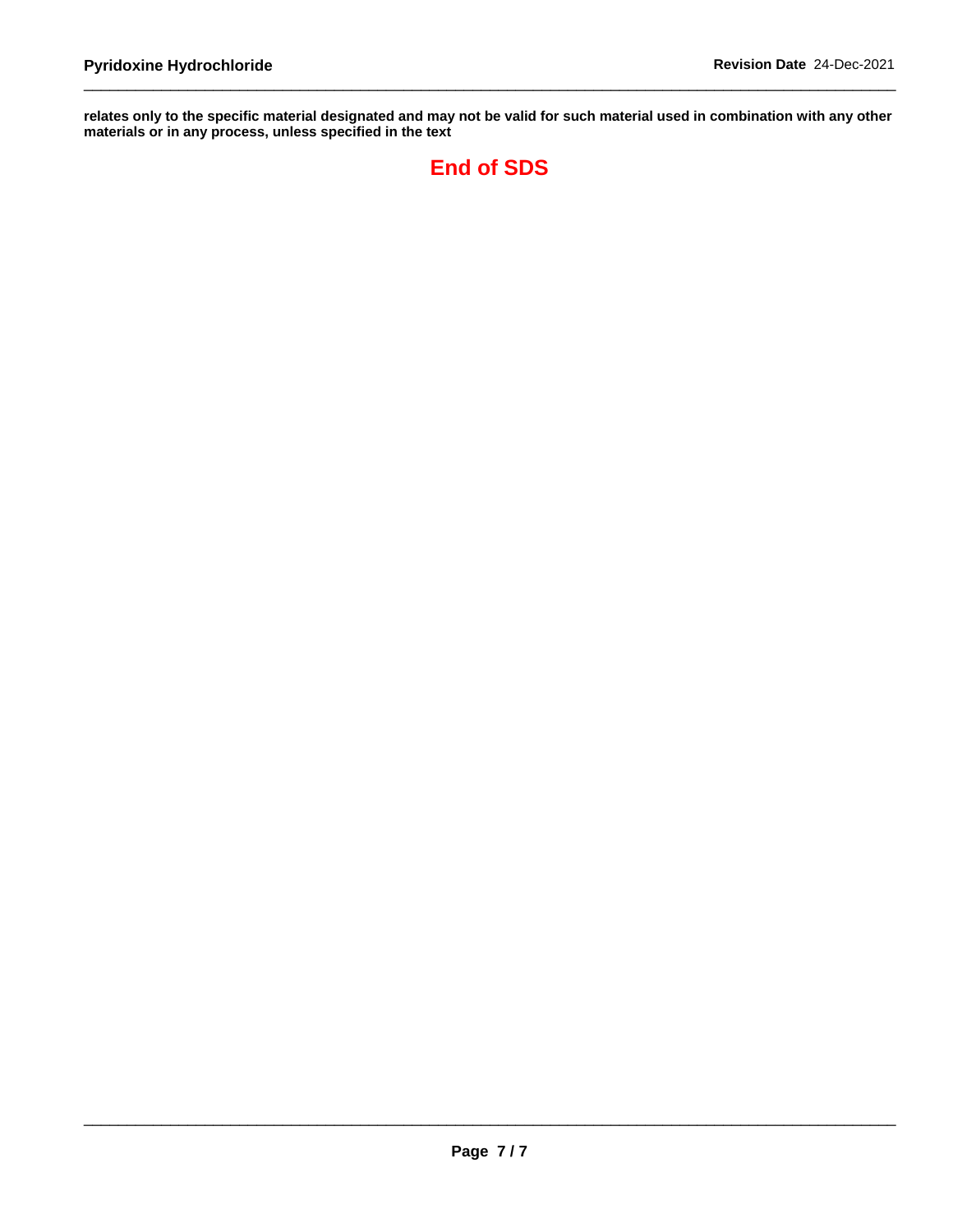**relates only to the specific material designated and may not be valid for such material used in combination with any other materials or in any process, unless specified in the text**

## End of SDS